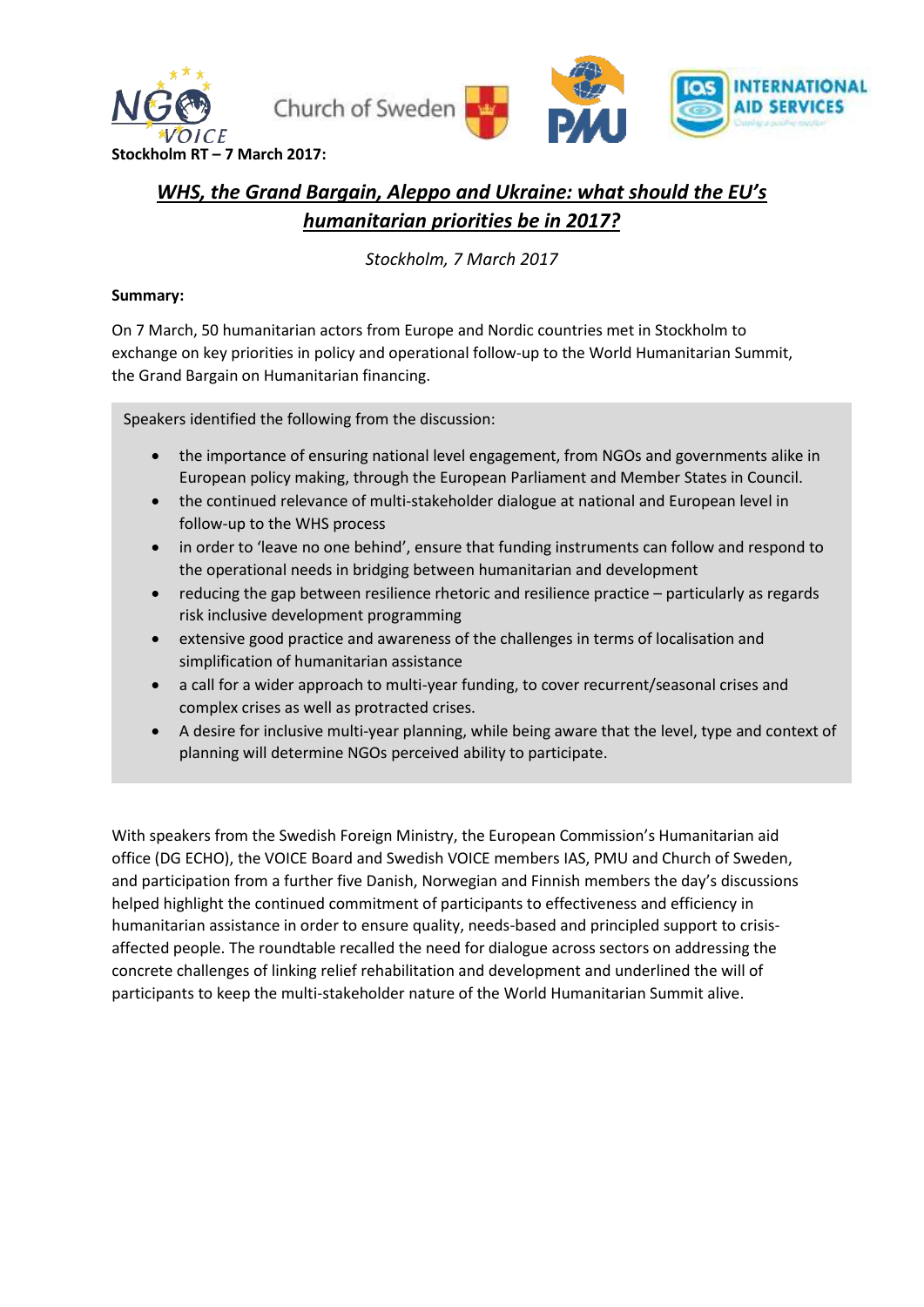**Stockholm RT – 7 March 2017:**

## *WHS, the Grand Bargain, Aleppo and Ukraine: what should the EU's humanitarian priorities be in 2017?*

*Stockholm, 7 March 2017*

**Summary:**

On 7 March, 50 humanitarian actors from Europe and Nordic countries met in Stockholm to exchange on key priorities in policy and operational follow-up to the World Humanitarian Summit, the Grand Bargain on Humanitarian financing.

Speakers identified the following from the discussion:

- the importance of ensuring national level engagement, from NGOs and governments alike in European policy making, through the European Parliament and Member States in Council.
- the continued relevance of multi-stakeholder dialogue at national and European level in follow-up to the WHS process
- in order to 'leave no one behind', ensure that funding instruments can follow and respond to the operational needs in bridging between humanitarian and development
- reducing the gap between resilience rhetoric and resilience practice – particularly as regards risk inclusive development programming
- extensive good practice and awareness of the challenges in terms of localisation and simplification of humanitarian assistance
- a call for a wider approach to multi-year funding, to cover recurrent/seasonal crises and complex crises as well as protracted crises.
- A desire for inclusive multi-year planning, while being aware that the level, type and context of planning will determine NGOs perceived ability to participate.

With speakers from the Swedish Foreign Ministry, the European Commission's Humanitarian aid office (DG ECHO), the VOICE Board and Swedish VOICE members IAS, PMU and Church of Sweden, and participation from a further five Danish, Norwegian and Finnish members the day's discussions helped highlight the continued commitment of participants to effectiveness and efficiency in humanitarian assistance in order to ensure quality, needs-based and principled support to crisis-affected people. The roundtable recalled the need for dialogue across sectors on addressing the concrete challenges of linking relief rehabilitation and development and underlined the will of participants to keep the multi-stakeholder nature of the World Humanitarian Summit alive.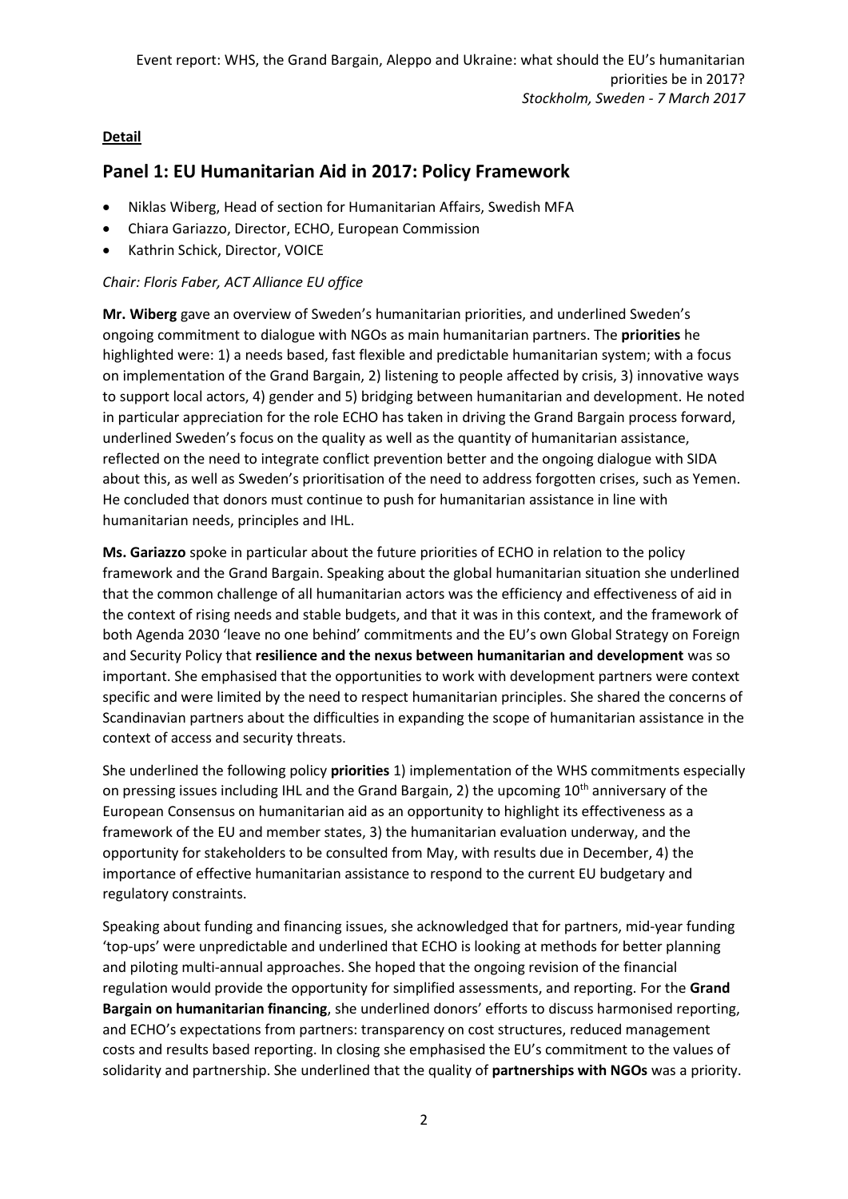**Detail**

## Panel 1: EU Humanitarian Aid in 2017: Policy Framework

- Niklas Wiberg, Head of section for Humanitarian Affairs, Swedish MFA
- Chiara Gariazzo, Director, ECHO, European Commission
- Kathrin Schick, Director, VOICE

*Chair: Floris Faber, ACT Alliance EU office*

**Mr. Wiberg** gave an overview of Sweden's humanitarian priorities, and underlined Sweden's ongoing commitment to dialogue with NGOs as main humanitarian partners. The **priorities** he highlighted were: 1) a needs based, fast flexible and predictable humanitarian system; with a focus on implementation of the Grand Bargain, 2) listening to people affected by crisis, 3) innovative ways to support local actors, 4) gender and 5) bridging between humanitarian and development. He noted in particular appreciation for the role ECHO has taken in driving the Grand Bargain process forward, underlined Sweden's focus on the quality as well as the quantity of humanitarian assistance, reflected on the need to integrate conflict prevention better and the ongoing dialogue with SIDA about this, as well as Sweden's prioritisation of the need to address forgotten crises, such as Yemen. He concluded that donors must continue to push for humanitarian assistance in line with humanitarian needs, principles and IHL.

**Ms. Gariazzo** spoke in particular about the future priorities of ECHO in relation to the policy framework and the Grand Bargain. Speaking about the global humanitarian situation she underlined that the common challenge of all humanitarian actors was the efficiency and effectiveness of aid in the context of rising needs and stable budgets, and that it was in this context, and the framework of both Agenda 2030 'leave no one behind' commitments and the EU's own Global Strategy on Foreign and Security Policy that **resilience and the nexus between humanitarian and development** was so important. She emphasised that the opportunities to work with development partners were context specific and were limited by the need to respect humanitarian principles. She shared the concerns of Scandinavian partners about the difficulties in expanding the scope of humanitarian assistance in the context of access and security threats.

She underlined the following policy **priorities** 1) implementation of the WHS commitments especially on pressing issues including IHL and the Grand Bargain, 2) the upcoming 10th anniversary of the European Consensus on humanitarian aid as an opportunity to highlight its effectiveness as a framework of the EU and member states, 3) the humanitarian evaluation underway, and the opportunity for stakeholders to be consulted from May, with results due in December, 4) the importance of effective humanitarian assistance to respond to the current EU budgetary and regulatory constraints.

Speaking about funding and financing issues, she acknowledged that for partners, mid-year funding 'top-ups' were unpredictable and underlined that ECHO is looking at methods for better planning and piloting multi-annual approaches. She hoped that the ongoing revision of the financial regulation would provide the opportunity for simplified assessments, and reporting. For the **Grand Bargain on humanitarian financing**, she underlined donors' efforts to discuss harmonised reporting, and ECHO's expectations from partners: transparency on cost structures, reduced management costs and results based reporting. In closing she emphasised the EU's commitment to the values of solidarity and partnership. She underlined that the quality of **partnerships with NGOs** was a priority.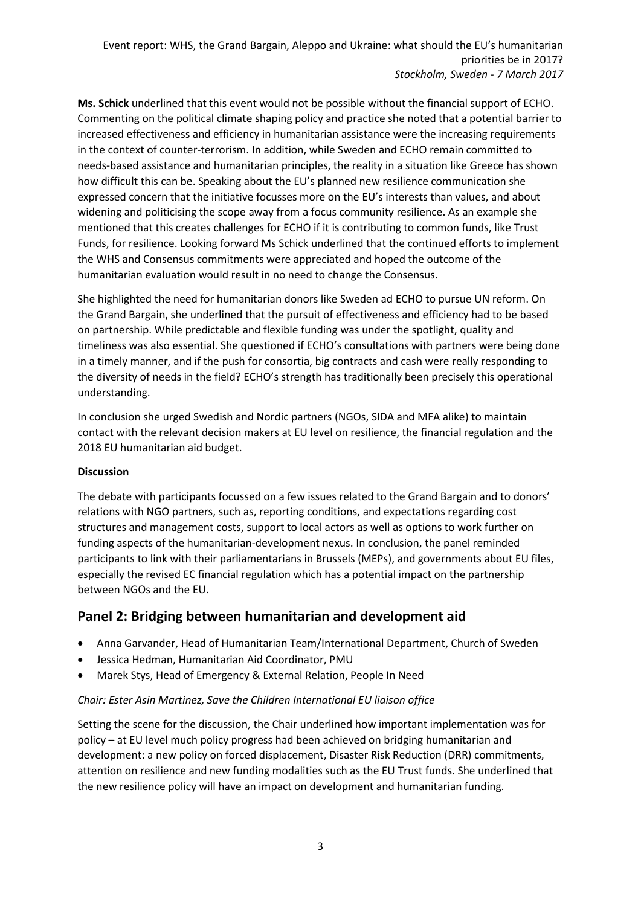**Ms. Schick** underlined that this event would not be possible without the financial support of ECHO. Commenting on the political climate shaping policy and practice she noted that a potential barrier to increased effectiveness and efficiency in humanitarian assistance were the increasing requirements in the context of counter-terrorism. In addition, while Sweden and ECHO remain committed to needs-based assistance and humanitarian principles, the reality in a situation like Greece has shown how difficult this can be. Speaking about the EU's planned new resilience communication she expressed concern that the initiative focusses more on the EU's interests than values, and about widening and politicising the scope away from a focus community resilience. As an example she mentioned that this creates challenges for ECHO if it is contributing to common funds, like Trust Funds, for resilience. Looking forward Ms Schick underlined that the continued efforts to implement the WHS and Consensus commitments were appreciated and hoped the outcome of the humanitarian evaluation would result in no need to change the Consensus.

She highlighted the need for humanitarian donors like Sweden ad ECHO to pursue UN reform. On the Grand Bargain, she underlined that the pursuit of effectiveness and efficiency had to be based on partnership. While predictable and flexible funding was under the spotlight, quality and timeliness was also essential. She questioned if ECHO's consultations with partners were being done in a timely manner, and if the push for consortia, big contracts and cash were really responding to the diversity of needs in the field? ECHO's strength has traditionally been precisely this operational understanding.

In conclusion she urged Swedish and Nordic partners (NGOs, SIDA and MFA alike) to maintain contact with the relevant decision makers at EU level on resilience, the financial regulation and the 2018 EU humanitarian aid budget.

**Discussion**

The debate with participants focussed on a few issues related to the Grand Bargain and to donors' relations with NGO partners, such as, reporting conditions, and expectations regarding cost structures and management costs, support to local actors as well as options to work further on funding aspects of the humanitarian-development nexus. In conclusion, the panel reminded participants to link with their parliamentarians in Brussels (MEPs), and governments about EU files, especially the revised EC financial regulation which has a potential impact on the partnership between NGOs and the EU.

## Panel 2: Bridging between humanitarian and development aid

- Anna Garvander, Head of Humanitarian Team/International Department, Church of Sweden
- Jessica Hedman, Humanitarian Aid Coordinator, PMU
- Marek Stys, Head of Emergency & External Relation, People In Need

*Chair: Ester Asin Martinez, Save the Children International EU liaison office*

Setting the scene for the discussion, the Chair underlined how important implementation was for policy – at EU level much policy progress had been achieved on bridging humanitarian and development: a new policy on forced displacement, Disaster Risk Reduction (DRR) commitments, attention on resilience and new funding modalities such as the EU Trust funds. She underlined that the new resilience policy will have an impact on development and humanitarian funding.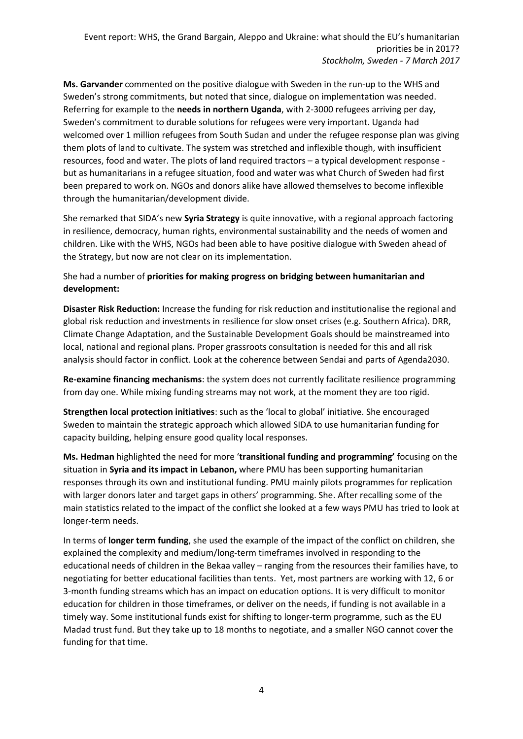**Ms. Garvander** commented on the positive dialogue with Sweden in the run-up to the WHS and Sweden's strong commitments, but noted that since, dialogue on implementation was needed. Referring for example to the **needs in northern Uganda**, with 2-3000 refugees arriving per day, Sweden's commitment to durable solutions for refugees were very important. Uganda had welcomed over 1 million refugees from South Sudan and under the refugee response plan was giving them plots of land to cultivate. The system was stretched and inflexible though, with insufficient resources, food and water. The plots of land required tractors – a typical development response - but as humanitarians in a refugee situation, food and water was what Church of Sweden had first been prepared to work on. NGOs and donors alike have allowed themselves to become inflexible through the humanitarian/development divide.

She remarked that SIDA's new **Syria Strategy** is quite innovative, with a regional approach factoring in resilience, democracy, human rights, environmental sustainability and the needs of women and children. Like with the WHS, NGOs had been able to have positive dialogue with Sweden ahead of the Strategy, but now are not clear on its implementation.

She had a number of **priorities for making progress on bridging between humanitarian and development:**

**Disaster Risk Reduction:** Increase the funding for risk reduction and institutionalise the regional and global risk reduction and investments in resilience for slow onset crises (e.g. Southern Africa). DRR, Climate Change Adaptation, and the Sustainable Development Goals should be mainstreamed into local, national and regional plans. Proper grassroots consultation is needed for this and all risk analysis should factor in conflict. Look at the coherence between Sendai and parts of Agenda2030.

**Re-examine financing mechanisms**: the system does not currently facilitate resilience programming from day one. While mixing funding streams may not work, at the moment they are too rigid.

**Strengthen local protection initiatives**: such as the 'local to global' initiative. She encouraged Sweden to maintain the strategic approach which allowed SIDA to use humanitarian funding for capacity building, helping ensure good quality local responses.

**Ms. Hedman** highlighted the need for more '**transitional funding and programming'** focusing on the situation in **Syria and its impact in Lebanon,** where PMU has been supporting humanitarian responses through its own and institutional funding. PMU mainly pilots programmes for replication with larger donors later and target gaps in others' programming. She. After recalling some of the main statistics related to the impact of the conflict she looked at a few ways PMU has tried to look at longer-term needs.

In terms of **longer term funding**, she used the example of the impact of the conflict on children, she explained the complexity and medium/long-term timeframes involved in responding to the educational needs of children in the Bekaa valley – ranging from the resources their families have, to negotiating for better educational facilities than tents. Yet, most partners are working with 12, 6 or 3-month funding streams which has an impact on education options. It is very difficult to monitor education for children in those timeframes, or deliver on the needs, if funding is not available in a timely way. Some institutional funds exist for shifting to longer-term programme, such as the EU Madad trust fund. But they take up to 18 months to negotiate, and a smaller NGO cannot cover the funding for that time.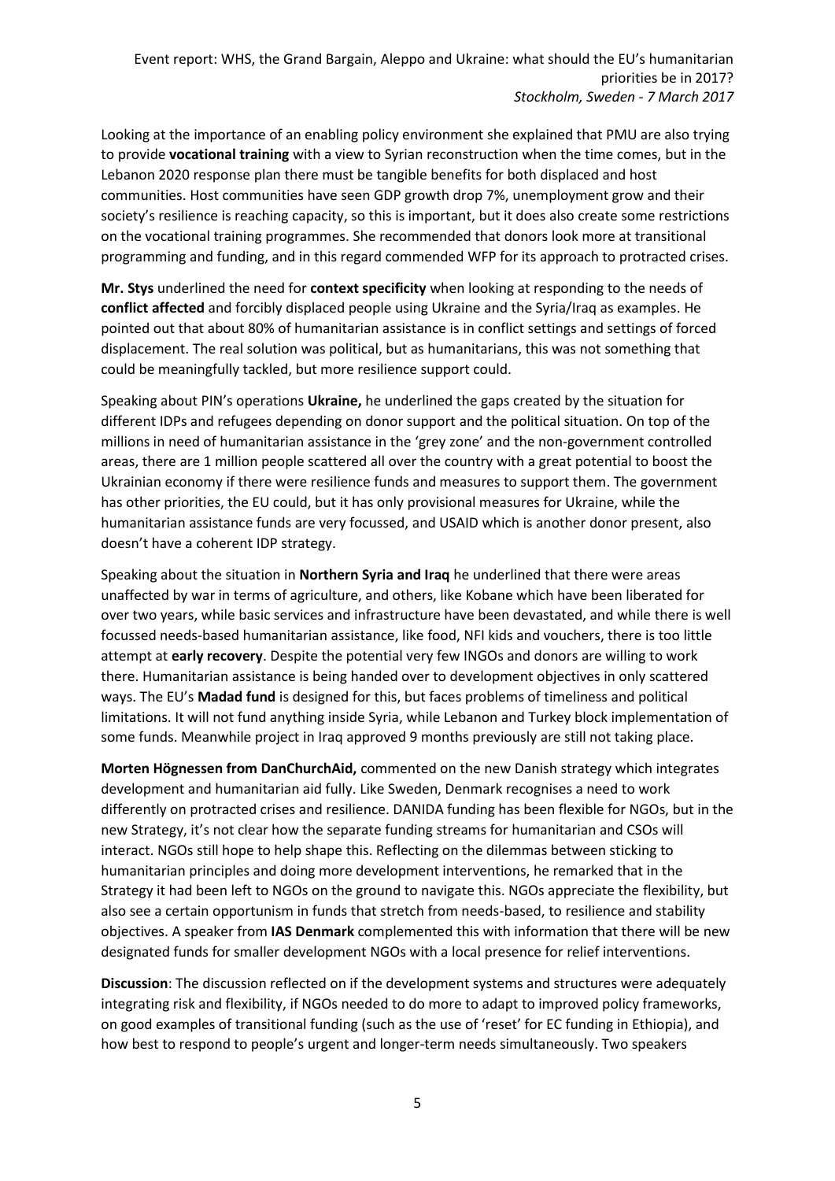Looking at the importance of an enabling policy environment she explained that PMU are also trying to provide **vocational training** with a view to Syrian reconstruction when the time comes, but in the Lebanon 2020 response plan there must be tangible benefits for both displaced and host communities. Host communities have seen GDP growth drop 7%, unemployment grow and their society's resilience is reaching capacity, so this is important, but it does also create some restrictions on the vocational training programmes. She recommended that donors look more at transitional programming and funding, and in this regard commended WFP for its approach to protracted crises.

**Mr. Stys** underlined the need for **context specificity** when looking at responding to the needs of **conflict affected** and forcibly displaced people using Ukraine and the Syria/Iraq as examples. He pointed out that about 80% of humanitarian assistance is in conflict settings and settings of forced displacement. The real solution was political, but as humanitarians, this was not something that could be meaningfully tackled, but more resilience support could.

Speaking about PIN's operations **Ukraine,** he underlined the gaps created by the situation for different IDPs and refugees depending on donor support and the political situation. On top of the millions in need of humanitarian assistance in the 'grey zone' and the non-government controlled areas, there are 1 million people scattered all over the country with a great potential to boost the Ukrainian economy if there were resilience funds and measures to support them. The government has other priorities, the EU could, but it has only provisional measures for Ukraine, while the humanitarian assistance funds are very focussed, and USAID which is another donor present, also doesn't have a coherent IDP strategy.

Speaking about the situation in **Northern Syria and Iraq** he underlined that there were areas unaffected by war in terms of agriculture, and others, like Kobane which have been liberated for over two years, while basic services and infrastructure have been devastated, and while there is well focussed needs-based humanitarian assistance, like food, NFI kids and vouchers, there is too little attempt at **early recovery**. Despite the potential very few INGOs and donors are willing to work there. Humanitarian assistance is being handed over to development objectives in only scattered ways. The EU's **Madad fund** is designed for this, but faces problems of timeliness and political limitations. It will not fund anything inside Syria, while Lebanon and Turkey block implementation of some funds. Meanwhile project in Iraq approved 9 months previously are still not taking place.

**Morten Högnessen from DanChurchAid,** commented on the new Danish strategy which integrates development and humanitarian aid fully. Like Sweden, Denmark recognises a need to work differently on protracted crises and resilience. DANIDA funding has been flexible for NGOs, but in the new Strategy, it's not clear how the separate funding streams for humanitarian and CSOs will interact. NGOs still hope to help shape this. Reflecting on the dilemmas between sticking to humanitarian principles and doing more development interventions, he remarked that in the Strategy it had been left to NGOs on the ground to navigate this. NGOs appreciate the flexibility, but also see a certain opportunism in funds that stretch from needs-based, to resilience and stability objectives. A speaker from **IAS Denmark** complemented this with information that there will be new designated funds for smaller development NGOs with a local presence for relief interventions.

**Discussion**: The discussion reflected on if the development systems and structures were adequately integrating risk and flexibility, if NGOs needed to do more to adapt to improved policy frameworks, on good examples of transitional funding (such as the use of 'reset' for EC funding in Ethiopia), and how best to respond to people's urgent and longer-term needs simultaneously. Two speakers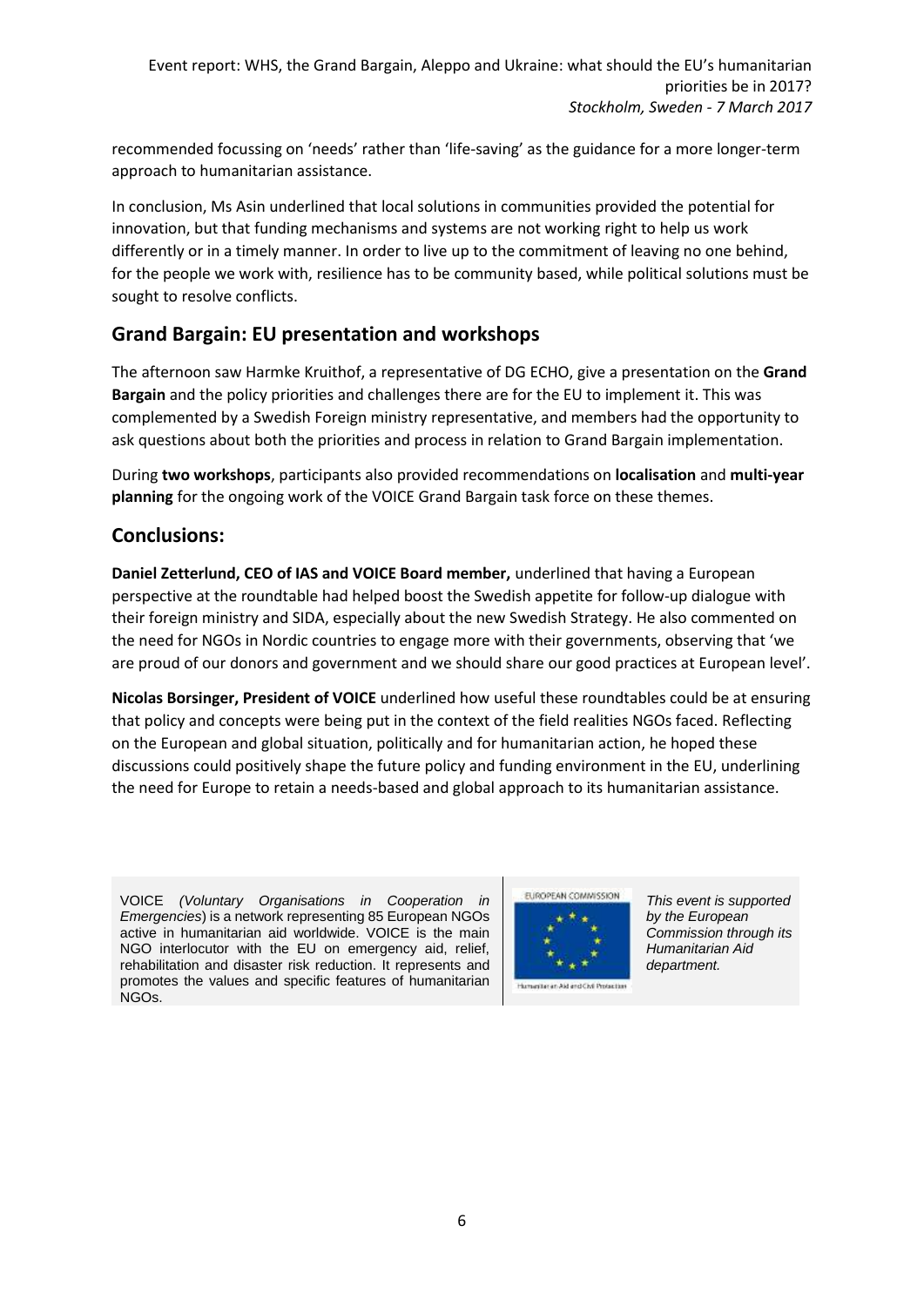recommended focussing on 'needs' rather than 'life-saving' as the guidance for a more longer-term approach to humanitarian assistance.

In conclusion, Ms Asin underlined that local solutions in communities provided the potential for innovation, but that funding mechanisms and systems are not working right to help us work differently or in a timely manner. In order to live up to the commitment of leaving no one behind, for the people we work with, resilience has to be community based, while political solutions must be sought to resolve conflicts.

## Grand Bargain: EU presentation and workshops

The afternoon saw Harmke Kruithof, a representative of DG ECHO, give a presentation on the **Grand Bargain** and the policy priorities and challenges there are for the EU to implement it. This was complemented by a Swedish Foreign ministry representative, and members had the opportunity to ask questions about both the priorities and process in relation to Grand Bargain implementation.

During **two workshops**, participants also provided recommendations on **localisation** and **multi-year planning** for the ongoing work of the VOICE Grand Bargain task force on these themes.

## Conclusions:

**Daniel Zetterlund, CEO of IAS and VOICE Board member,** underlined that having a European perspective at the roundtable had helped boost the Swedish appetite for follow-up dialogue with their foreign ministry and SIDA, especially about the new Swedish Strategy. He also commented on the need for NGOs in Nordic countries to engage more with their governments, observing that 'we are proud of our donors and government and we should share our good practices at European level'.

**Nicolas Borsinger, President of VOICE** underlined how useful these roundtables could be at ensuring that policy and concepts were being put in the context of the field realities NGOs faced. Reflecting on the European and global situation, politically and for humanitarian action, he hoped these discussions could positively shape the future policy and funding environment in the EU, underlining the need for Europe to retain a needs-based and global approach to its humanitarian assistance.

VOICE *(Voluntary Organisations in Cooperation in Emergencies*) is a network representing 85 European NGOs active in humanitarian aid worldwide. VOICE is the main NGO interlocutor with the EU on emergency aid, relief, rehabilitation and disaster risk reduction. It represents and promotes the values and specific features of humanitarian NGOs.

EUROPEAN COMMISSION

Humanitarian Aid and Civil Protection

*This event is supported by the European Commission through its Humanitarian Aid department.*